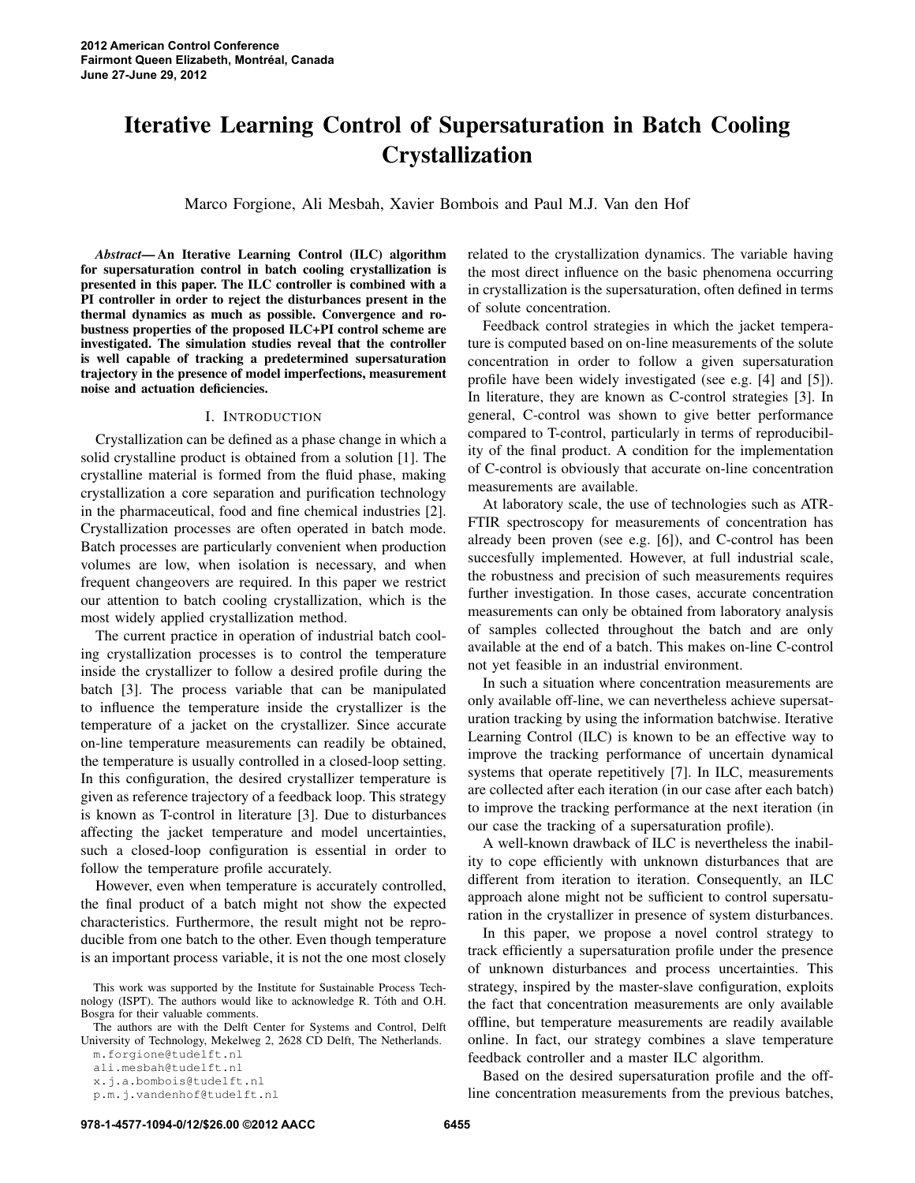# Iterative Learning Control of Supersaturation in Batch Cooling Crystallization

Marco Forgione, Ali Mesbah, Xavier Bombois and Paul M.J. Van den Hof

***Abstract*— An Iterative Learning Control (ILC) algorithm for supersaturation control in batch cooling crystallization is presented in this paper. The ILC controller is combined with a PI controller in order to reject the disturbances present in the thermal dynamics as much as possible. Convergence and robustness properties of the proposed ILC+PI control scheme are investigated. The simulation studies reveal that the controller is well capable of tracking a predetermined supersaturation trajectory in the presence of model imperfections, measurement noise and actuation deficiencies.**

## I. INTRODUCTION

Crystallization can be defined as a phase change in which a solid crystalline product is obtained from a solution [1]. The crystalline material is formed from the fluid phase, making crystallization a core separation and purification technology in the pharmaceutical, food and fine chemical industries [2]. Crystallization processes are often operated in batch mode. Batch processes are particularly convenient when production volumes are low, when isolation is necessary, and when frequent changeovers are required. In this paper we restrict our attention to batch cooling crystallization, which is the most widely applied crystallization method.

The current practice in operation of industrial batch cooling crystallization processes is to control the temperature inside the crystallizer to follow a desired profile during the batch [3]. The process variable that can be manipulated to influence the temperature inside the crystallizer is the temperature of a jacket on the crystallizer. Since accurate on-line temperature measurements can readily be obtained, the temperature is usually controlled in a closed-loop setting. In this configuration, the desired crystallizer temperature is given as reference trajectory of a feedback loop. This strategy is known as T-control in literature [3]. Due to disturbances affecting the jacket temperature and model uncertainties, such a closed-loop configuration is essential in order to follow the temperature profile accurately.

However, even when temperature is accurately controlled, the final product of a batch might not show the expected characteristics. Furthermore, the result might not be reproducible from one batch to the other. Even though temperature is an important process variable, it is not the one most closely related to the crystallization dynamics. The variable having the most direct influence on the basic phenomena occurring in crystallization is the supersaturation, often defined in terms of solute concentration.

Feedback control strategies in which the jacket temperature is computed based on on-line measurements of the solute concentration in order to follow a given supersaturation profile have been widely investigated (see e.g. [4] and [5]). In literature, they are known as C-control strategies [3]. In general, C-control was shown to give better performance compared to T-control, particularly in terms of reproducibility of the final product. A condition for the implementation of C-control is obviously that accurate on-line concentration measurements are available.

At laboratory scale, the use of technologies such as ATR-FTIR spectroscopy for measurements of concentration has already been proven (see e.g. [6]), and C-control has been succesfully implemented. However, at full industrial scale, the robustness and precision of such measurements requires further investigation. In those cases, accurate concentration measurements can only be obtained from laboratory analysis of samples collected throughout the batch and are only available at the end of a batch. This makes on-line C-control not yet feasible in an industrial environment.

In such a situation where concentration measurements are only available off-line, we can nevertheless achieve supersaturation tracking by using the information batchwise. Iterative Learning Control (ILC) is known to be an effective way to improve the tracking performance of uncertain dynamical systems that operate repetitively [7]. In ILC, measurements are collected after each iteration (in our case after each batch) to improve the tracking performance at the next iteration (in our case the tracking of a supersaturation profile).

A well-known drawback of ILC is nevertheless the inability to cope efficiently with unknown disturbances that are different from iteration to iteration. Consequently, an ILC approach alone might not be sufficient to control supersaturation in the crystallizer in presence of system disturbances.

In this paper, we propose a novel control strategy to track efficiently a supersaturation profile under the presence of unknown disturbances and process uncertainties. This strategy, inspired by the master-slave configuration, exploits the fact that concentration measurements are only available offline, but temperature measurements are readily available online. In fact, our strategy combines a slave temperature feedback controller and a master ILC algorithm.

Based on the desired supersaturation profile and the off-line concentration measurements from the previous batches,

This work was supported by the Institute for Sustainable Process Technology (ISPT). The authors would like to acknowledge R. Tóth and O.H. Bosgra for their valuable comments.

The authors are with the Delft Center for Systems and Control, Delft University of Technology, Mekelweg 2, 2628 CD Delft, The Netherlands.
m.forgione@tudelft.nl
ali.mesbah@tudelft.nl
x.j.a.bombois@tudelft.nl
p.m.j.vandenhof@tudelft.nl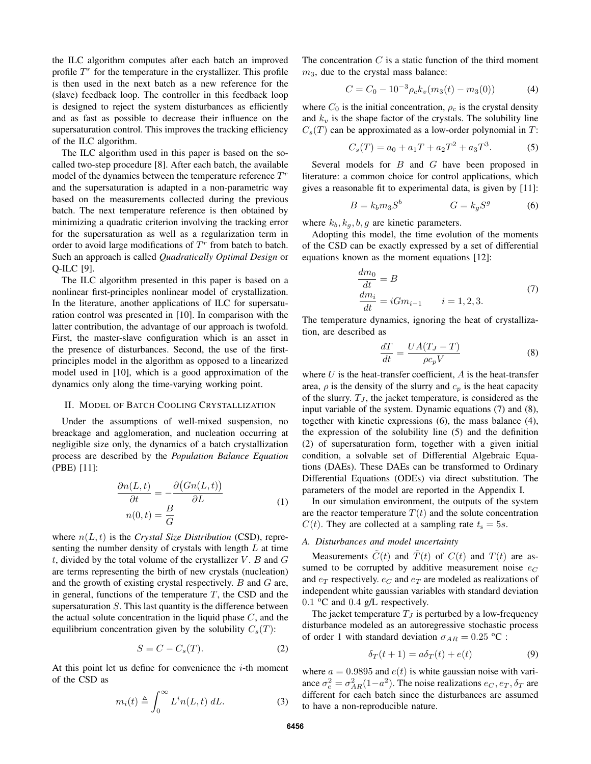the ILC algorithm computes after each batch an improved profile $T^r$ for the temperature in the crystallizer. This profile is then used in the next batch as a new reference for the (slave) feedback loop. The controller in this feedback loop is designed to reject the system disturbances as efficiently and as fast as possible to decrease their influence on the supersaturation control. This improves the tracking efficiency of the ILC algorithm.

The ILC algorithm used in this paper is based on the so-called two-step procedure [8]. After each batch, the available model of the dynamics between the temperature reference $T^r$ and the supersaturation is adapted in a non-parametric way based on the measurements collected during the previous batch. The next temperature reference is then obtained by minimizing a quadratic criterion involving the tracking error for the supersaturation as well as a regularization term in order to avoid large modifications of $T^r$ from batch to batch. Such an approach is called *Quadratically Optimal Design* or Q-ILC [9].

The ILC algorithm presented in this paper is based on a nonlinear first-principles nonlinear model of crystallization. In the literature, another applications of ILC for supersaturation control was presented in [10]. In comparison with the latter contribution, the advantage of our approach is twofold. First, the master-slave configuration which is an asset in the presence of disturbances. Second, the use of the first-principles model in the algorithm as opposed to a linearized model used in [10], which is a good approximation of the dynamics only along the time-varying working point.

## II. Model of Batch Cooling Crystallization

Under the assumptions of well-mixed suspension, no breackage and agglomeration, and nucleation occurring at negligible size only, the dynamics of a batch crystallization process are described by the *Population Balance Equation* (PBE) [11]:

$$
\begin{aligned}
\frac{\partial n(L,t)}{\partial t} &= -\frac{\partial\big(Gn(L,t)\big)}{\partial L} \\
n(0,t) &= \frac{B}{G}
\end{aligned}
\tag{1}
$$

where $n(L, t)$ is the *Crystal Size Distribution* (CSD), representing the number density of crystals with length $L$ at time $t$, divided by the total volume of the crystallizer $V$. $B$ and $G$ are terms representing the birth of new crystals (nucleation) and the growth of existing crystal respectively. $B$ and $G$ are, in general, functions of the temperature $T$, the CSD and the supersaturation $S$. This last quantity is the difference between the actual solute concentration in the liquid phase $C$, and the equilibrium concentration given by the solubility $C_s(T)$:

$$
S = C - C_s(T). \tag{2}
$$

At this point let us define for convenience the $i$-th moment of the CSD as

$$
m_i(t) \triangleq \int_0^\infty L^i n(L,t)\, dL. \tag{3}
$$

The concentration $C$ is a static function of the third moment $m_3$, due to the crystal mass balance:

$$
C = C_0 - 10^{-3}\rho_c k_v (m_3(t) - m_3(0)) \tag{4}
$$

where $C_0$ is the initial concentration, $\rho_c$ is the crystal density and $k_v$ is the shape factor of the crystals. The solubility line $C_s(T)$ can be approximated as a low-order polynomial in $T$:

$$
C_s(T) = a_0 + a_1 T + a_2 T^2 + a_3 T^3. \tag{5}
$$

Several models for $B$ and $G$ have been proposed in literature: a common choice for control applications, which gives a reasonable fit to experimental data, is given by [11]:

$$
B = k_b m_3 S^b \qquad\qquad G = k_g S^g \tag{6}
$$

where $k_b, k_g, b, g$ are kinetic parameters.

Adopting this model, the time evolution of the moments of the CSD can be exactly expressed by a set of differential equations known as the moment equations [12]:

$$
\begin{aligned}
\frac{dm_0}{dt} &= B \\
\frac{dm_i}{dt} &= iGm_{i-1} \qquad i = 1,2,3.
\end{aligned}
\tag{7}
$$

The temperature dynamics, ignoring the heat of crystallization, are described as

$$
\frac{dT}{dt} = \frac{UA(T_J - T)}{\rho c_p V} \tag{8}
$$

where $U$ is the heat-transfer coefficient, $A$ is the heat-transfer area, $\rho$ is the density of the slurry and $c_p$ is the heat capacity of the slurry. $T_J$, the jacket temperature, is considered as the input variable of the system. Dynamic equations (7) and (8), together with kinetic expressions (6), the mass balance (4), the expression of the solubility line (5) and the definition (2) of supersaturation form, together with a given initial condition, a solvable set of Differential Algebraic Equations (DAEs). These DAEs can be transformed to Ordinary Differential Equations (ODEs) via direct substitution. The parameters of the model are reported in the Appendix I.

In our simulation environment, the outputs of the system are the reactor temperature $T(t)$ and the solute concentration $C(t)$. They are collected at a sampling rate $t_s = 5s$.

### A. Disturbances and model uncertainty

Measurements $\tilde{C}(t)$ and $\tilde{T}(t)$ of $C(t)$ and $T(t)$ are assumed to be corrupted by additive measurement noise $e_C$ and $e_T$ respectively. $e_C$ and $e_T$ are modeled as realizations of independent white gaussian variables with standard deviation $0.1$ ºC and $0.4$ g/L respectively.

The jacket temperature $T_J$ is perturbed by a low-frequency disturbance modeled as an autoregressive stochastic process of order 1 with standard deviation $\sigma_{AR} = 0.25$ ºC :

$$
\delta_T(t+1) = a\delta_T(t) + e(t) \tag{9}
$$

where $a = 0.9895$ and $e(t)$ is white gaussian noise with variance $\sigma_e^2 = \sigma_{AR}^2(1-a^2)$. The noise realizations $e_C, e_T, \delta_T$ are different for each batch since the disturbances are assumed to have a non-reproducible nature.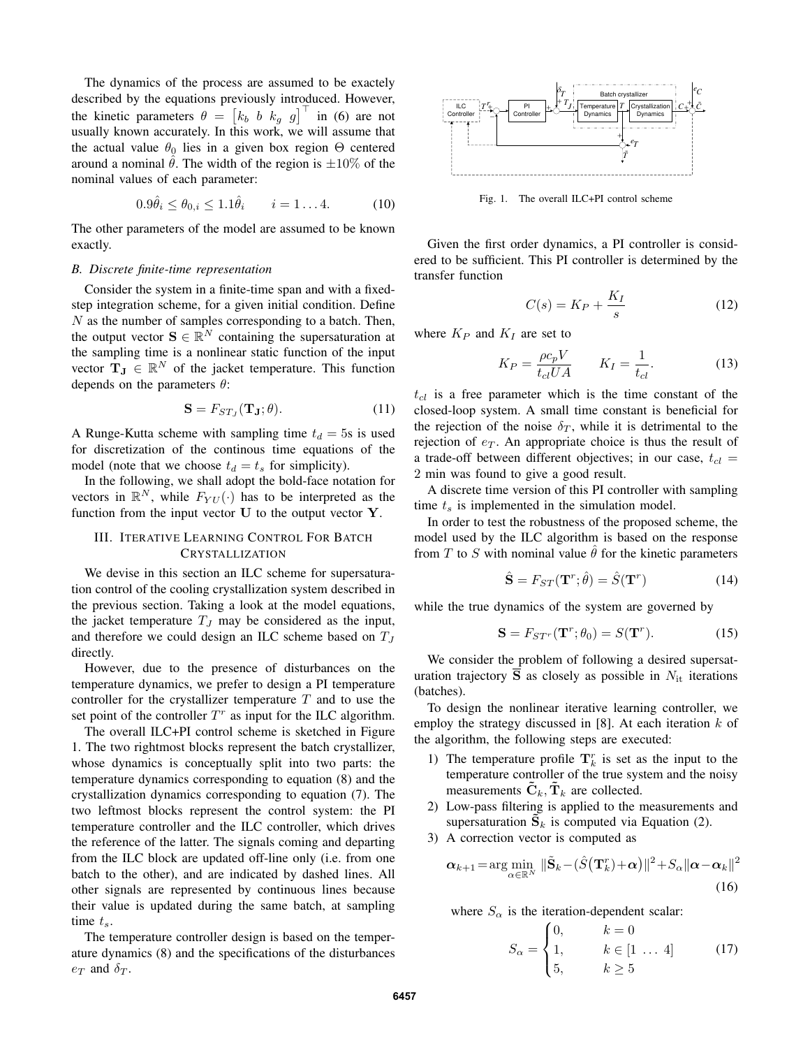The dynamics of the process are assumed to be exactely described by the equations previously introduced. However, the kinetic parameters $\theta = \begin{bmatrix} k_b & b & k_g & g \end{bmatrix}^\top$ in (6) are not usually known accurately. In this work, we will assume that the actual value $\theta_0$ lies in a given box region $\Theta$ centered around a nominal $\hat{\theta}$. The width of the region is $\pm 10\%$ of the nominal values of each parameter:

$$0.9\hat{\theta}_i \leq \theta_{0,i} \leq 1.1\hat{\theta}_i \qquad i = 1 \ldots 4. \tag{10}$$

The other parameters of the model are assumed to be known exactly.

### *B. Discrete finite-time representation*

Consider the system in a finite-time span and with a fixed-step integration scheme, for a given initial condition. Define $N$ as the number of samples corresponding to a batch. Then, the output vector $\mathbf{S} \in \mathbb{R}^N$ containing the supersaturation at the sampling time is a nonlinear static function of the input vector $\mathbf{T_J} \in \mathbb{R}^N$ of the jacket temperature. This function depends on the parameters $\theta$:

$$\mathbf{S} = F_{ST_J}(\mathbf{T_J}; \theta). \tag{11}$$

A Runge-Kutta scheme with sampling time $t_d = 5$s is used for discretization of the continous time equations of the model (note that we choose $t_d = t_s$ for simplicity).

In the following, we shall adopt the bold-face notation for vectors in $\mathbb{R}^N$, while $F_{YU}(\cdot)$ has to be interpreted as the function from the input vector $\mathbf{U}$ to the output vector $\mathbf{Y}$.

## III. Iterative Learning Control For Batch Crystallization

We devise in this section an ILC scheme for supersaturation control of the cooling crystallization system described in the previous section. Taking a look at the model equations, the jacket temperature $T_J$ may be considered as the input, and therefore we could design an ILC scheme based on $T_J$ directly.

However, due to the presence of disturbances on the temperature dynamics, we prefer to design a PI temperature controller for the crystallizer temperature $T$ and to use the set point of the controller $T^r$ as input for the ILC algorithm.

The overall ILC+PI control scheme is sketched in Figure 1. The two rightmost blocks represent the batch crystallizer, whose dynamics is conceptually split into two parts: the temperature dynamics corresponding to equation (8) and the crystallization dynamics corresponding to equation (7). The two leftmost blocks represent the control system: the PI temperature controller and the ILC controller, which drives the reference of the latter. The signals coming and departing from the ILC block are updated off-line only (i.e. from one batch to the other), and are indicated by dashed lines. All other signals are represented by continuous lines because their value is updated during the same batch, at sampling time $t_s$.

The temperature controller design is based on the temperature dynamics (8) and the specifications of the disturbances $e_T$ and $\delta_T$.

Fig. 1. The overall ILC+PI control scheme

Given the first order dynamics, a PI controller is considered to be sufficient. This PI controller is determined by the transfer function

$$C(s) = K_P + \frac{K_I}{s} \tag{12}$$

where $K_P$ and $K_I$ are set to

$$K_P = \frac{\rho c_p V}{t_{cl} U A} \qquad K_I = \frac{1}{t_{cl}}. \tag{13}$$

$t_{cl}$ is a free parameter which is the time constant of the closed-loop system. A small time constant is beneficial for the rejection of the noise $\delta_T$, while it is detrimental to the rejection of $e_T$. An appropriate choice is thus the result of a trade-off between different objectives; in our case, $t_{cl} = 2$ min was found to give a good result.

A discrete time version of this PI controller with sampling time $t_s$ is implemented in the simulation model.

In order to test the robustness of the proposed scheme, the model used by the ILC algorithm is based on the response from $T$ to $S$ with nominal value $\hat{\theta}$ for the kinetic parameters

$$\hat{\mathbf{S}} = F_{ST}(\mathbf{T}^r; \hat{\theta}) = \hat{S}(\mathbf{T}^r) \tag{14}$$

while the true dynamics of the system are governed by

$$\mathbf{S} = F_{ST^r}(\mathbf{T}^r; \theta_0) = S(\mathbf{T}^r). \tag{15}$$

We consider the problem of following a desired supersaturation trajectory $\overline{\mathbf{S}}$ as closely as possible in $N_{\text{it}}$ iterations (batches).

To design the nonlinear iterative learning controller, we employ the strategy discussed in [8]. At each iteration $k$ of the algorithm, the following steps are executed:

1) The temperature profile $\mathbf{T}_k^r$ is set as the input to the temperature controller of the true system and the noisy measurements $\tilde{\mathbf{C}}_k, \tilde{\mathbf{T}}_k$ are collected.
2) Low-pass filtering is applied to the measurements and supersaturation $\tilde{\mathbf{S}}_k$ is computed via Equation (2).
3) A correction vector is computed as

$$\boldsymbol{\alpha}_{k+1} = \arg\min_{\alpha \in \mathbb{R}^N} \|\tilde{\mathbf{S}}_k - (\hat{S}(\mathbf{T}_k^r) + \boldsymbol{\alpha})\|^2 + S_\alpha \|\boldsymbol{\alpha} - \boldsymbol{\alpha}_k\|^2 \tag{16}$$

where $S_\alpha$ is the iteration-dependent scalar:

$$S_\alpha = \begin{cases} 0, & k = 0 \\ 1, & k \in [1 \; \ldots \; 4] \\ 5, & k \geq 5 \end{cases} \tag{17}$$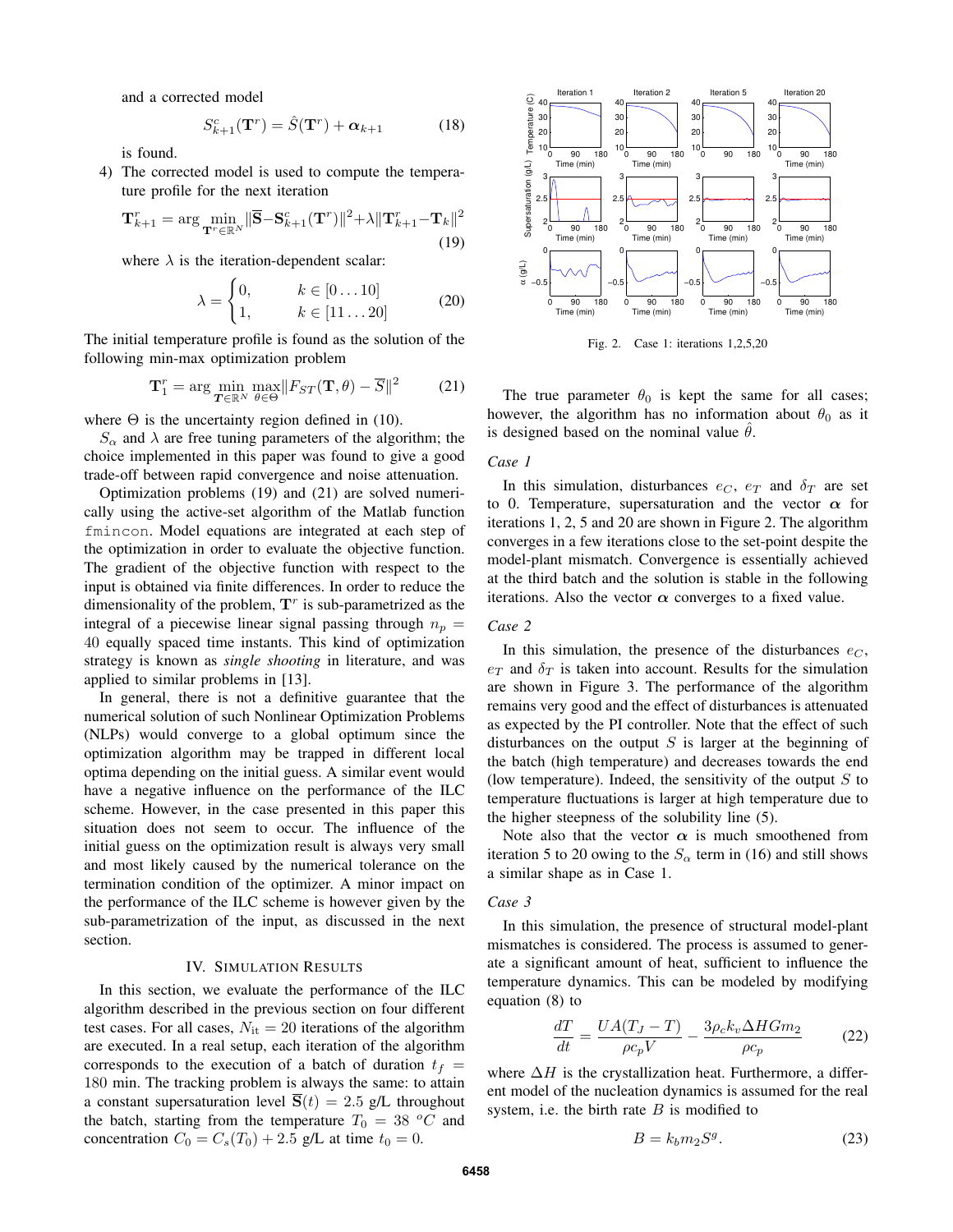and a corrected model

$$S^c_{k+1}(\mathbf{T}^r) = \hat{S}(\mathbf{T}^r) + \boldsymbol{\alpha}_{k+1} \tag{18}$$

is found.

4) The corrected model is used to compute the temperature profile for the next iteration

$$\mathbf{T}^r_{k+1} = \arg\min_{\mathbf{T}^r \in \mathbb{R}^N} \|\overline{\mathbf{S}} - \mathbf{S}^c_{k+1}(\mathbf{T}^r)\|^2 + \lambda \|\mathbf{T}^r_{k+1} - \mathbf{T}_k\|^2 \tag{19}$$

where $\lambda$ is the iteration-dependent scalar:

$$\lambda = \begin{cases} 0, & k \in [0 \dots 10] \\ 1, & k \in [11 \dots 20] \end{cases} \tag{20}$$

The initial temperature profile is found as the solution of the following min-max optimization problem

$$\mathbf{T}^r_1 = \arg\min_{\boldsymbol{T} \in \mathbb{R}^N} \max_{\theta \in \Theta} \|F_{ST}(\mathbf{T}, \theta) - \overline{S}\|^2 \tag{21}$$

where $\Theta$ is the uncertainty region defined in (10).

$S_\alpha$ and $\lambda$ are free tuning parameters of the algorithm; the choice implemented in this paper was found to give a good trade-off between rapid convergence and noise attenuation.

Optimization problems (19) and (21) are solved numerically using the active-set algorithm of the Matlab function `fmincon`. Model equations are integrated at each step of the optimization in order to evaluate the objective function. The gradient of the objective function with respect to the input is obtained via finite differences. In order to reduce the dimensionality of the problem, $\mathbf{T}^r$ is sub-parametrized as the integral of a piecewise linear signal passing through $n_p = 40$ equally spaced time instants. This kind of optimization strategy is known as *single shooting* in literature, and was applied to similar problems in [13].

In general, there is not a definitive guarantee that the numerical solution of such Nonlinear Optimization Problems (NLPs) would converge to a global optimum since the optimization algorithm may be trapped in different local optima depending on the initial guess. A similar event would have a negative influence on the performance of the ILC scheme. However, in the case presented in this paper this situation does not seem to occur. The influence of the initial guess on the optimization result is always very small and most likely caused by the numerical tolerance on the termination condition of the optimizer. A minor impact on the performance of the ILC scheme is however given by the sub-parametrization of the input, as discussed in the next section.

## IV. Simulation Results

In this section, we evaluate the performance of the ILC algorithm described in the previous section on four different test cases. For all cases, $N_{\text{it}} = 20$ iterations of the algorithm are executed. In a real setup, each iteration of the algorithm corresponds to the execution of a batch of duration $t_f = 180$ min. The tracking problem is always the same: to attain a constant supersaturation level $\overline{\mathbf{S}}(t) = 2.5$ g/L throughout the batch, starting from the temperature $T_0 = 38\ ^oC$ and concentration $C_0 = C_s(T_0) + 2.5$ g/L at time $t_0 = 0$.

Fig. 2. Case 1: iterations 1,2,5,20

The true parameter $\theta_0$ is kept the same for all cases; however, the algorithm has no information about $\theta_0$ as it is designed based on the nominal value $\hat{\theta}$.

### Case 1

In this simulation, disturbances $e_C$, $e_T$ and $\delta_T$ are set to 0. Temperature, supersaturation and the vector $\boldsymbol{\alpha}$ for iterations 1, 2, 5 and 20 are shown in Figure 2. The algorithm converges in a few iterations close to the set-point despite the model-plant mismatch. Convergence is essentially achieved at the third batch and the solution is stable in the following iterations. Also the vector $\boldsymbol{\alpha}$ converges to a fixed value.

### Case 2

In this simulation, the presence of the disturbances $e_C$, $e_T$ and $\delta_T$ is taken into account. Results for the simulation are shown in Figure 3. The performance of the algorithm remains very good and the effect of disturbances is attenuated as expected by the PI controller. Note that the effect of such disturbances on the output $S$ is larger at the beginning of the batch (high temperature) and decreases towards the end (low temperature). Indeed, the sensitivity of the output $S$ to temperature fluctuations is larger at high temperature due to the higher steepness of the solubility line (5).

Note also that the vector $\boldsymbol{\alpha}$ is much smoothened from iteration 5 to 20 owing to the $S_\alpha$ term in (16) and still shows a similar shape as in Case 1.

### Case 3

In this simulation, the presence of structural model-plant mismatches is considered. The process is assumed to generate a significant amount of heat, sufficient to influence the temperature dynamics. This can be modeled by modifying equation (8) to

$$\frac{dT}{dt} = \frac{UA(T_J - T)}{\rho c_p V} - \frac{3\rho_c k_v \Delta H G m_2}{\rho c_p} \tag{22}$$

where $\Delta H$ is the crystallization heat. Furthermore, a different model of the nucleation dynamics is assumed for the real system, i.e. the birth rate $B$ is modified to

$$B = k_b m_2 S^g. \tag{23}$$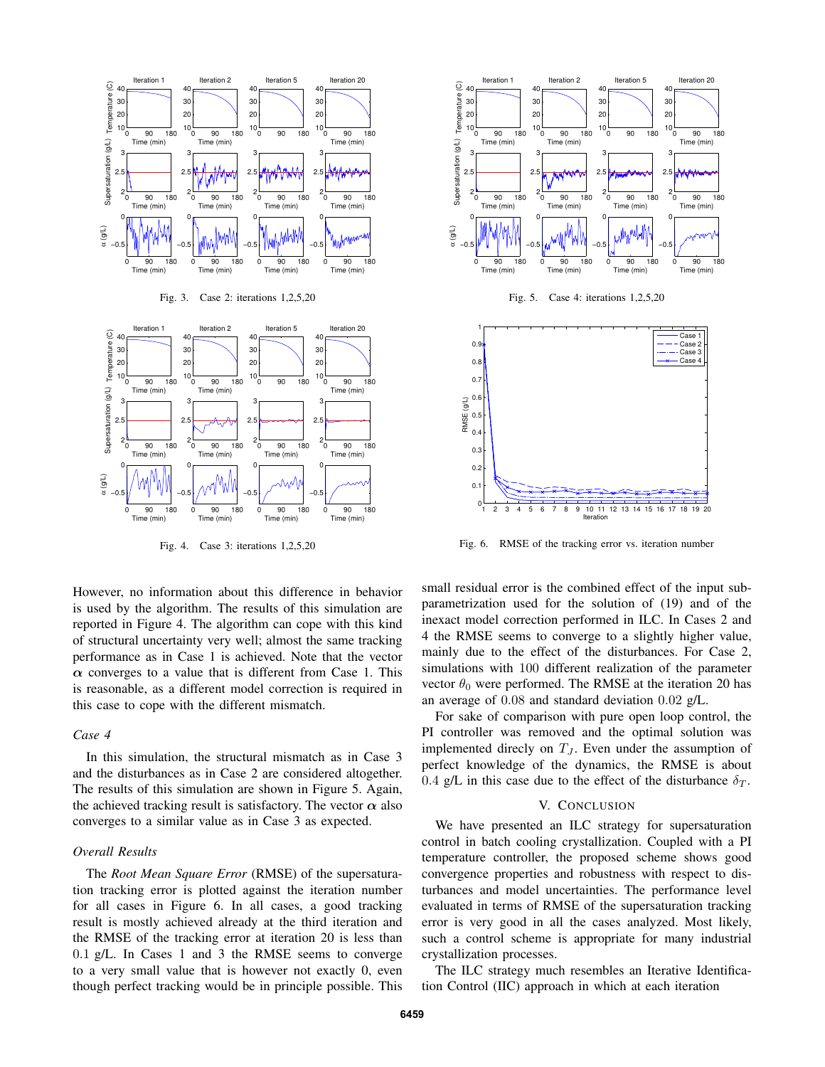Fig. 3. Case 2: iterations 1,2,5,20

Fig. 4. Case 3: iterations 1,2,5,20

Fig. 5. Case 4: iterations 1,2,5,20

Fig. 6. RMSE of the tracking error vs. iteration number

However, no information about this difference in behavior is used by the algorithm. The results of this simulation are reported in Figure 4. The algorithm can cope with this kind of structural uncertainty very well; almost the same tracking performance as in Case 1 is achieved. Note that the vector $\boldsymbol{\alpha}$ converges to a value that is different from Case 1. This is reasonable, as a different model correction is required in this case to cope with the different mismatch.

### *Case 4*

In this simulation, the structural mismatch as in Case 3 and the disturbances as in Case 2 are considered altogether. The results of this simulation are shown in Figure 5. Again, the achieved tracking result is satisfactory. The vector $\boldsymbol{\alpha}$ also converges to a similar value as in Case 3 as expected.

### *Overall Results*

The *Root Mean Square Error* (RMSE) of the supersaturation tracking error is plotted against the iteration number for all cases in Figure 6. In all cases, a good tracking result is mostly achieved already at the third iteration and the RMSE of the tracking error at iteration 20 is less than $0.1$ g/L. In Cases 1 and 3 the RMSE seems to converge to a very small value that is however not exactly 0, even though perfect tracking would be in principle possible. This small residual error is the combined effect of the input sub-parametrization used for the solution of (19) and the inexact model correction performed in ILC. In Cases 2 and 4 the RMSE seems to converge to a slightly higher value, mainly due to the effect of the disturbances. For Case 2, simulations with $100$ different realization of the parameter vector $\theta_0$ were performed. The RMSE at the iteration 20 has an average of $0.08$ and standard deviation $0.02$ g/L.

For sake of comparison with pure open loop control, the PI controller was removed and the optimal solution was implemented direcly on $T_J$. Even under the assumption of perfect knowledge of the dynamics, the RMSE is about $0.4$ g/L in this case due to the effect of the disturbance $\delta_T$.

## V. Conclusion

We have presented an ILC strategy for supersaturation control in batch cooling crystallization. Coupled with a PI temperature controller, the proposed scheme shows good convergence properties and robustness with respect to disturbances and model uncertainties. The performance level evaluated in terms of RMSE of the supersaturation tracking error is very good in all the cases analyzed. Most likely, such a control scheme is appropriate for many industrial crystallization processes.

The ILC strategy much resembles an Iterative Identification Control (IIC) approach in which at each iteration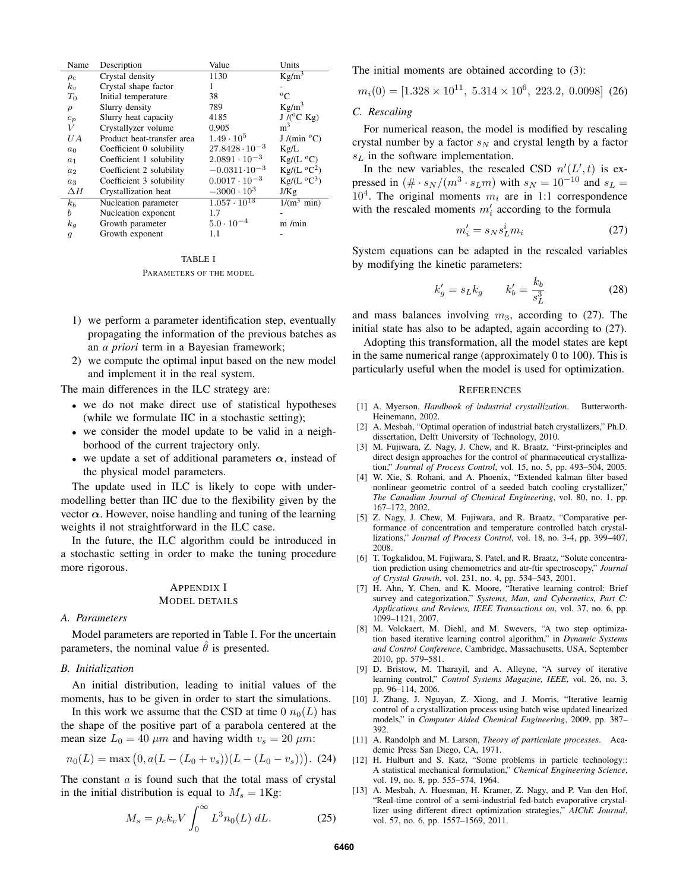| Name | Description | Value | Units |
|---|---|---|---|
| $\rho_c$ | Crystal density | 1130 | Kg/m$^3$ |
| $k_v$ | Crystal shape factor | 1 | - |
| $T_0$ | Initial temperature | 38 | $^o$C |
| $\rho$ | Slurry density | 789 | Kg/m$^3$ |
| $c_p$ | Slurry heat capacity | 4185 | J /($^o$C Kg) |
| $V$ | Crystallyzer volume | 0.905 | m$^3$ |
| $UA$ | Product heat-transfer area | $1.49 \cdot 10^5$ | J /(min $^o$C) |
| $a_0$ | Coefficient 0 solubility | $27.8428 \cdot 10^{-3}$ | Kg/L |
| $a_1$ | Coefficient 1 solubility | $2.0891 \cdot 10^{-3}$ | Kg/(L $^o$C) |
| $a_2$ | Coefficient 2 solubility | $-0.0311 \cdot 10^{-3}$ | Kg/(L $^o$C$^2$) |
| $a_3$ | Coefficient 3 solubility | $0.0017 \cdot 10^{-3}$ | Kg/(L $^o$C$^3$) |
| $\Delta H$ | Crystallization heat | $-3000 \cdot 10^3$ | J/Kg |
| $k_b$ | Nucleation parameter | $1.057 \cdot 10^{13}$ | 1/(m$^3$ min) |
| $b$ | Nucleation exponent | 1.7 | - |
| $k_g$ | Growth parameter | $5.0 \cdot 10^{-4}$ | m /min |
| $g$ | Growth exponent | 1.1 | - |

TABLE I
PARAMETERS OF THE MODEL

1) we perform a parameter identification step, eventually propagating the information of the previous batches as an *a priori* term in a Bayesian framework;
2) we compute the optimal input based on the new model and implement it in the real system.

The main differences in the ILC strategy are:

- we do not make direct use of statistical hypotheses (while we formulate IIC in a stochastic setting);
- we consider the model update to be valid in a neighborhood of the current trajectory only.
- we update a set of additional parameters $\boldsymbol{\alpha}$, instead of the physical model parameters.

The update used in ILC is likely to cope with undermodelling better than IIC due to the flexibility given by the vector $\boldsymbol{\alpha}$. However, noise handling and tuning of the learning weights il not straightforward in the ILC case.

In the future, the ILC algorithm could be introduced in a stochastic setting in order to make the tuning procedure more rigorous.

## APPENDIX I
## MODEL DETAILS

### A. Parameters

Model parameters are reported in Table I. For the uncertain parameters, the nominal value $\hat{\theta}$ is presented.

### B. Initialization

An initial distribution, leading to initial values of the moments, has to be given in order to start the simulations.

In this work we assume that the CSD at time 0 $n_0(L)$ has the shape of the positive part of a parabola centered at the mean size $L_0 = 40\ \mu m$ and having width $v_s = 20\ \mu m$:

$$n_0(L) = \max\left(0, a(L - (L_0 + v_s))(L - (L_0 - v_s))\right). \quad (24)$$

The constant $a$ is found such that the total mass of crystal in the initial distribution is equal to $M_s = 1$Kg:

$$M_s = \rho_c k_v V \int_0^\infty L^3 n_0(L)\, dL. \quad (25)$$

The initial moments are obtained according to (3):

$$m_i(0) = [1.328 \times 10^{11},\ 5.314 \times 10^6,\ 223.2,\ 0.0098] \quad (26)$$

### C. Rescaling

For numerical reason, the model is modified by rescaling crystal number by a factor $s_N$ and crystal length by a factor $s_L$ in the software implementation.

In the new variables, the rescaled CSD $n'(L', t)$ is expressed in $(\# \cdot s_N/(m^3 \cdot s_L m)$ with $s_N = 10^{-10}$ and $s_L = 10^4$. The original moments $m_i$ are in 1:1 correspondence with the rescaled moments $m_i'$ according to the formula

$$m_i' = s_N s_L^i m_i \quad (27)$$

System equations can be adapted in the rescaled variables by modifying the kinetic parameters:

$$k_g' = s_L k_g \qquad k_b' = \frac{k_b}{s_L^3} \quad (28)$$

and mass balances involving $m_3$, according to (27). The initial state has also to be adapted, again according to (27).

Adopting this transformation, all the model states are kept in the same numerical range (approximately 0 to 100). This is particularly useful when the model is used for optimization.

## REFERENCES

[1] A. Myerson, *Handbook of industrial crystallization*. Butterworth-Heinemann, 2002.

[2] A. Mesbah, "Optimal operation of industrial batch crystallizers," Ph.D. dissertation, Delft University of Technology, 2010.

[3] M. Fujiwara, Z. Nagy, J. Chew, and R. Braatz, "First-principles and direct design approaches for the control of pharmaceutical crystallization," *Journal of Process Control*, vol. 15, no. 5, pp. 493–504, 2005.

[4] W. Xie, S. Rohani, and A. Phoenix, "Extended kalman filter based nonlinear geometric control of a seeded batch cooling crystallizer," *The Canadian Journal of Chemical Engineering*, vol. 80, no. 1, pp. 167–172, 2002.

[5] Z. Nagy, J. Chew, M. Fujiwara, and R. Braatz, "Comparative performance of concentration and temperature controlled batch crystallizations," *Journal of Process Control*, vol. 18, no. 3-4, pp. 399–407, 2008.

[6] T. Togkalidou, M. Fujiwara, S. Patel, and R. Braatz, "Solute concentration prediction using chemometrics and atr-ftir spectroscopy," *Journal of Crystal Growth*, vol. 231, no. 4, pp. 534–543, 2001.

[7] H. Ahn, Y. Chen, and K. Moore, "Iterative learning control: Brief survey and categorization," *Systems, Man, and Cybernetics, Part C: Applications and Reviews, IEEE Transactions on*, vol. 37, no. 6, pp. 1099–1121, 2007.

[8] M. Volckaert, M. Diehl, and M. Swevers, "A two step optimization based iterative learning control algorithm," in *Dynamic Systems and Control Conference*, Cambridge, Massachusetts, USA, September 2010, pp. 579–581.

[9] D. Bristow, M. Tharayil, and A. Alleyne, "A survey of iterative learning control," *Control Systems Magazine, IEEE*, vol. 26, no. 3, pp. 96–114, 2006.

[10] J. Zhang, J. Nguyan, Z. Xiong, and J. Morris, "Iterative learnig control of a crystallization process using batch wise updated linearized models," in *Computer Aided Chemical Engineering*, 2009, pp. 387–392.

[11] A. Randolph and M. Larson, *Theory of particulate processes*. Academic Press San Diego, CA, 1971.

[12] H. Hulburt and S. Katz, "Some problems in particle technology:: A statistical mechanical formulation," *Chemical Engineering Science*, vol. 19, no. 8, pp. 555–574, 1964.

[13] A. Mesbah, A. Huesman, H. Kramer, Z. Nagy, and P. Van den Hof, "Real-time control of a semi-industrial fed-batch evaporative crystallizer using different direct optimization strategies," *AIChE Journal*, vol. 57, no. 6, pp. 1557–1569, 2011.